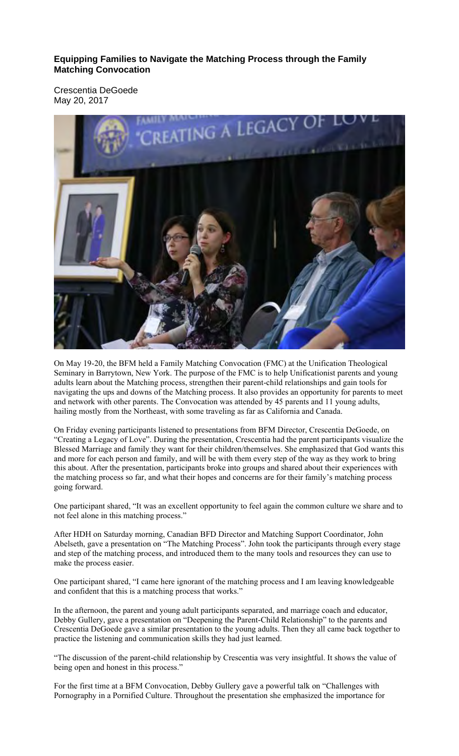**Equipping Families to Navigate the Matching Process through the Family Matching Convocation**

Crescentia DeGoede
May 20, 2017

On May 19-20, the BFM held a Family Matching Convocation (FMC) at the Unification Theological Seminary in Barrytown, New York. The purpose of the FMC is to help Unificationist parents and young adults learn about the Matching process, strengthen their parent-child relationships and gain tools for navigating the ups and downs of the Matching process. It also provides an opportunity for parents to meet and network with other parents. The Convocation was attended by 45 parents and 11 young adults, hailing mostly from the Northeast, with some traveling as far as California and Canada.

On Friday evening participants listened to presentations from BFM Director, Crescentia DeGoede, on "Creating a Legacy of Love". During the presentation, Crescentia had the parent participants visualize the Blessed Marriage and family they want for their children/themselves. She emphasized that God wants this and more for each person and family, and will be with them every step of the way as they work to bring this about. After the presentation, participants broke into groups and shared about their experiences with the matching process so far, and what their hopes and concerns are for their family's matching process going forward.

One participant shared, "It was an excellent opportunity to feel again the common culture we share and to not feel alone in this matching process."

After HDH on Saturday morning, Canadian BFD Director and Matching Support Coordinator, John Abelseth, gave a presentation on "The Matching Process". John took the participants through every stage and step of the matching process, and introduced them to the many tools and resources they can use to make the process easier.

One participant shared, "I came here ignorant of the matching process and I am leaving knowledgeable and confident that this is a matching process that works."

In the afternoon, the parent and young adult participants separated, and marriage coach and educator, Debby Gullery, gave a presentation on "Deepening the Parent-Child Relationship" to the parents and Crescentia DeGoede gave a similar presentation to the young adults. Then they all came back together to practice the listening and communication skills they had just learned.

"The discussion of the parent-child relationship by Crescentia was very insightful. It shows the value of being open and honest in this process."

For the first time at a BFM Convocation, Debby Gullery gave a powerful talk on "Challenges with Pornography in a Pornified Culture. Throughout the presentation she emphasized the importance for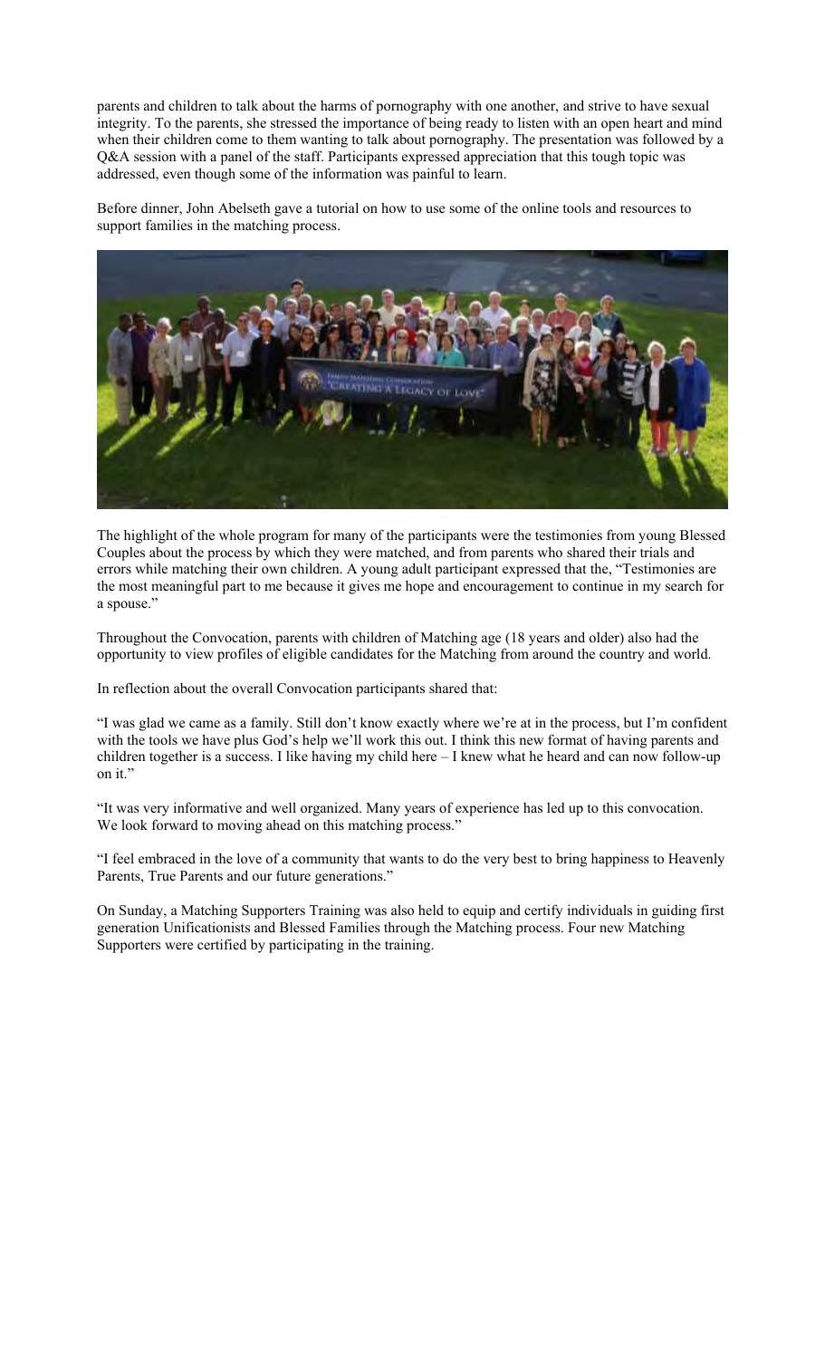parents and children to talk about the harms of pornography with one another, and strive to have sexual integrity. To the parents, she stressed the importance of being ready to listen with an open heart and mind when their children come to them wanting to talk about pornography. The presentation was followed by a Q&A session with a panel of the staff. Participants expressed appreciation that this tough topic was addressed, even though some of the information was painful to learn.

Before dinner, John Abelseth gave a tutorial on how to use some of the online tools and resources to support families in the matching process.

The highlight of the whole program for many of the participants were the testimonies from young Blessed Couples about the process by which they were matched, and from parents who shared their trials and errors while matching their own children. A young adult participant expressed that the, "Testimonies are the most meaningful part to me because it gives me hope and encouragement to continue in my search for a spouse."

Throughout the Convocation, parents with children of Matching age (18 years and older) also had the opportunity to view profiles of eligible candidates for the Matching from around the country and world.

In reflection about the overall Convocation participants shared that:

"I was glad we came as a family. Still don't know exactly where we're at in the process, but I'm confident with the tools we have plus God's help we'll work this out. I think this new format of having parents and children together is a success. I like having my child here – I knew what he heard and can now follow-up on it."

"It was very informative and well organized. Many years of experience has led up to this convocation. We look forward to moving ahead on this matching process."

"I feel embraced in the love of a community that wants to do the very best to bring happiness to Heavenly Parents, True Parents and our future generations."

On Sunday, a Matching Supporters Training was also held to equip and certify individuals in guiding first generation Unificationists and Blessed Families through the Matching process. Four new Matching Supporters were certified by participating in the training.